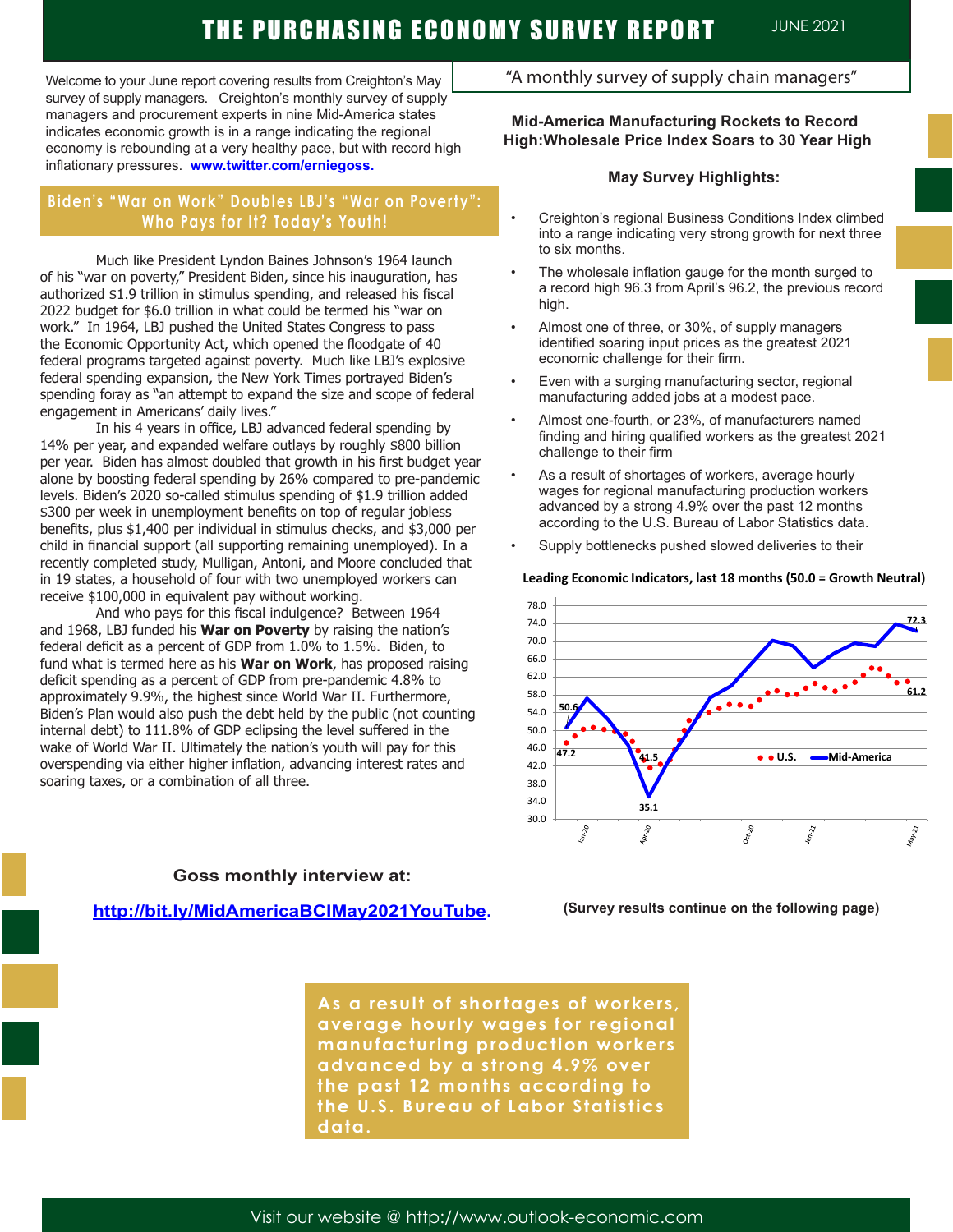# THE PURCHASING ECONOMY SURVEY REPORT

JUNE 2021

"A monthly survey of supply chain managers"

Welcome to your June report covering results from Creighton's May survey of supply managers. Creighton's monthly survey of supply managers and procurement experts in nine Mid-America states indicates economic growth is in a range indicating the regional economy is rebounding at a very healthy pace, but with record high inflationary pressures. **www.twitter.com/erniegoss.**

## Biden's "War on Work" Doubles LBJ's "War on Poverty": Who Pays for It? Today's Youth!

Much like President Lyndon Baines Johnson's 1964 launch of his "war on poverty," President Biden, since his inauguration, has authorized $1.9 trillion in stimulus spending, and released his fiscal 2022 budget for $6.0 trillion in what could be termed his "war on work." In 1964, LBJ pushed the United States Congress to pass the Economic Opportunity Act, which opened the floodgate of 40 federal programs targeted against poverty. Much like LBJ's explosive federal spending expansion, the New York Times portrayed Biden's spending foray as "an attempt to expand the size and scope of federal engagement in Americans' daily lives."

In his 4 years in office, LBJ advanced federal spending by 14% per year, and expanded welfare outlays by roughly $800 billion per year. Biden has almost doubled that growth in his first budget year alone by boosting federal spending by 26% compared to pre-pandemic levels. Biden's 2020 so-called stimulus spending of $1.9 trillion added $300 per week in unemployment benefits on top of regular jobless benefits, plus $1,400 per individual in stimulus checks, and $3,000 per child in financial support (all supporting remaining unemployed). In a recently completed study, Mulligan, Antoni, and Moore concluded that in 19 states, a household of four with two unemployed workers can receive $100,000 in equivalent pay without working.

And who pays for this fiscal indulgence? Between 1964 and 1968, LBJ funded his **War on Poverty** by raising the nation's federal deficit as a percent of GDP from 1.0% to 1.5%. Biden, to fund what is termed here as his **War on Work**, has proposed raising deficit spending as a percent of GDP from pre-pandemic 4.8% to approximately 9.9%, the highest since World War II. Furthermore, Biden's Plan would also push the debt held by the public (not counting internal debt) to 111.8% of GDP eclipsing the level suffered in the wake of World War II. Ultimately the nation's youth will pay for this overspending via either higher inflation, advancing interest rates and soaring taxes, or a combination of all three.

## Mid-America Manufacturing Rockets to Record High:Wholesale Price Index Soars to 30 Year High

### May Survey Highlights:

- Creighton's regional Business Conditions Index climbed into a range indicating very strong growth for next three to six months.
- The wholesale inflation gauge for the month surged to a record high 96.3 from April's 96.2, the previous record high.
- Almost one of three, or 30%, of supply managers identified soaring input prices as the greatest 2021 economic challenge for their firm.
- Even with a surging manufacturing sector, regional manufacturing added jobs at a modest pace.
- Almost one-fourth, or 23%, of manufacturers named finding and hiring qualified workers as the greatest 2021 challenge to their firm
- As a result of shortages of workers, average hourly wages for regional manufacturing production workers advanced by a strong 4.9% over the past 12 months according to the U.S. Bureau of Labor Statistics data.
- Supply bottlenecks pushed slowed deliveries to their

**Leading Economic Indicators, last 18 months (50.0 = Growth Neutral)**

(Chart: U.S. vs Mid-America; labeled values 50.6, 47.2, 41.5, 35.1, 72.3, 61.2; x-axis Jan-20, Apr-20, Oct-20, Jan-21, May-21)

**Goss monthly interview at:**

**http://bit.ly/MidAmericaBCIMay2021YouTube.**

**(Survey results continue on the following page)**

**As a result of shortages of workers, average hourly wages for regional manufacturing production workers advanced by a strong 4.9% over the past 12 months according to the U.S. Bureau of Labor Statistics data.**

Visit our website @ http://www.outlook-economic.com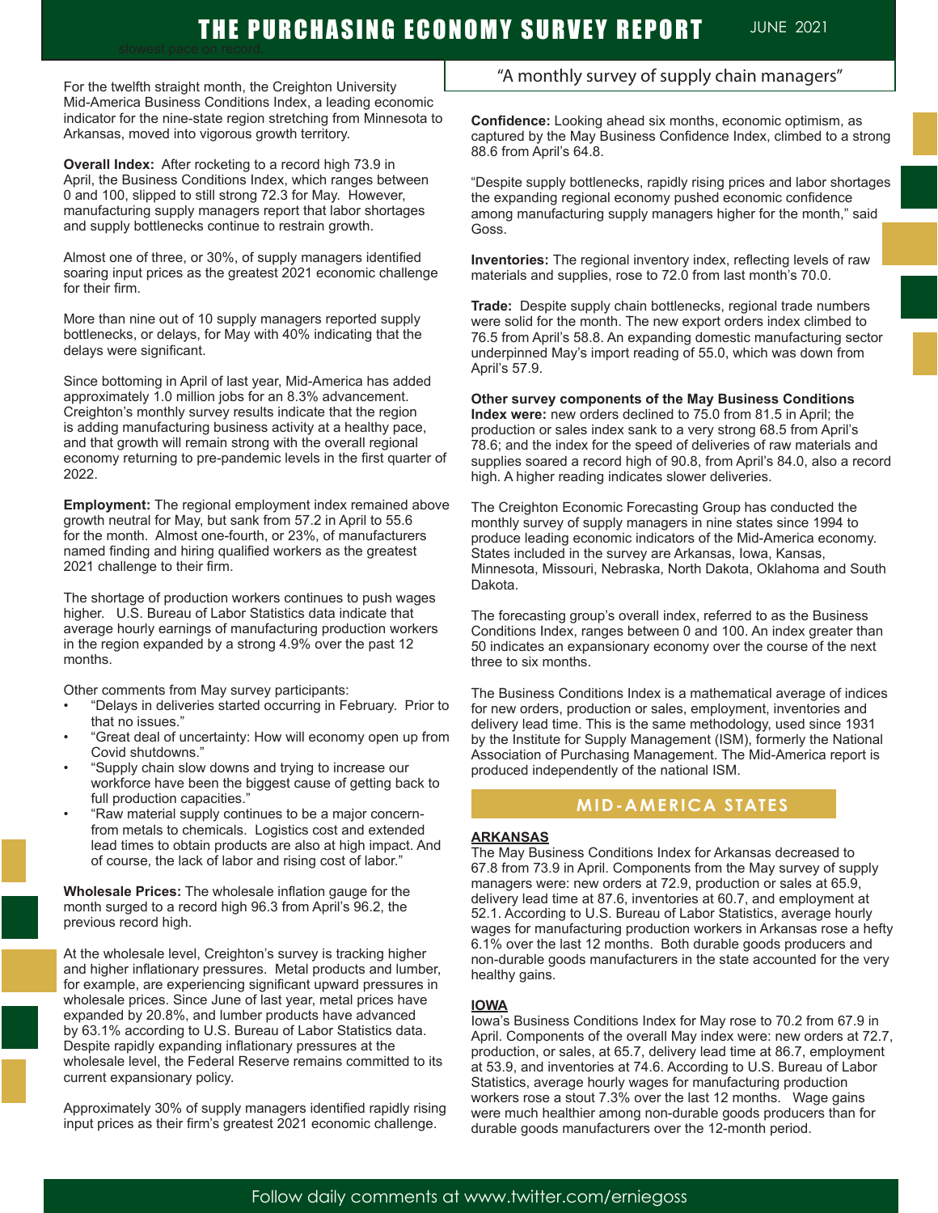For the twelfth straight month, the Creighton University Mid-America Business Conditions Index, a leading economic indicator for the nine-state region stretching from Minnesota to Arkansas, moved into vigorous growth territory.

**Overall Index:** After rocketing to a record high 73.9 in April, the Business Conditions Index, which ranges between 0 and 100, slipped to still strong 72.3 for May. However, manufacturing supply managers report that labor shortages and supply bottlenecks continue to restrain growth.

Almost one of three, or 30%, of supply managers identified soaring input prices as the greatest 2021 economic challenge for their firm.

More than nine out of 10 supply managers reported supply bottlenecks, or delays, for May with 40% indicating that the delays were significant.

Since bottoming in April of last year, Mid-America has added approximately 1.0 million jobs for an 8.3% advancement. Creighton's monthly survey results indicate that the region is adding manufacturing business activity at a healthy pace, and that growth will remain strong with the overall regional economy returning to pre-pandemic levels in the first quarter of 2022.

**Employment:** The regional employment index remained above growth neutral for May, but sank from 57.2 in April to 55.6 for the month. Almost one-fourth, or 23%, of manufacturers named finding and hiring qualified workers as the greatest 2021 challenge to their firm.

The shortage of production workers continues to push wages higher. U.S. Bureau of Labor Statistics data indicate that average hourly earnings of manufacturing production workers in the region expanded by a strong 4.9% over the past 12 months.

Other comments from May survey participants:

- "Delays in deliveries started occurring in February. Prior to that no issues."
- "Great deal of uncertainty: How will economy open up from Covid shutdowns."
- "Supply chain slow downs and trying to increase our workforce have been the biggest cause of getting back to full production capacities."
- "Raw material supply continues to be a major concern- from metals to chemicals. Logistics cost and extended lead times to obtain products are also at high impact. And of course, the lack of labor and rising cost of labor."

**Wholesale Prices:** The wholesale inflation gauge for the month surged to a record high 96.3 from April's 96.2, the previous record high.

At the wholesale level, Creighton's survey is tracking higher and higher inflationary pressures. Metal products and lumber, for example, are experiencing significant upward pressures in wholesale prices. Since June of last year, metal products have expanded by 20.8%, and lumber products have advanced by 63.1% according to U.S. Bureau of Labor Statistics data. Despite rapidly expanding inflationary pressures at the wholesale level, the Federal Reserve remains committed to its current expansionary policy.

Approximately 30% of supply managers identified rapidly rising input prices as their firm's greatest 2021 economic challenge.

**Confidence:** Looking ahead six months, economic optimism, as captured by the May Business Confidence Index, climbed to a strong 88.6 from April's 64.8.

"Despite supply bottlenecks, rapidly rising prices and labor shortages the expanding regional economy pushed economic confidence among manufacturing supply managers higher for the month," said Goss.

**Inventories:** The regional inventory index, reflecting levels of raw materials and supplies, rose to 72.0 from last month's 70.0.

**Trade:** Despite supply chain bottlenecks, regional trade numbers were solid for the month. The new export orders index climbed to 76.5 from April's 58.8. An expanding domestic manufacturing sector underpinned May's import reading of 55.0, which was down from April's 57.9.

**Other survey components of the May Business Conditions Index were:** new orders declined to 75.0 from 81.5 in April; the production or sales index sank to a very strong 68.5 from April's 78.6; and the index for the speed of deliveries of raw materials and supplies soared a record high of 90.8, from April's 84.0, also a record high. A higher reading indicates slower deliveries.

The Creighton Economic Forecasting Group has conducted the monthly survey of supply managers in nine states since 1994 to produce leading economic indicators of the Mid-America economy. States included in the survey are Arkansas, Iowa, Kansas, Minnesota, Missouri, Nebraska, North Dakota, Oklahoma and South Dakota.

The forecasting group's overall index, referred to as the Business Conditions Index, ranges between 0 and 100. An index greater than 50 indicates an expansionary economy over the course of the next three to six months.

The Business Conditions Index is a mathematical average of indices for new orders, production or sales, employment, inventories and delivery lead time. This is the same methodology, used since 1931 by the Institute for Supply Management (ISM), formerly the National Association of Purchasing Management. The Mid-America report is produced independently of the national ISM.

## MID-AMERICA STATES

### ARKANSAS

The May Business Conditions Index for Arkansas decreased to 67.8 from 73.9 in April. Components from the May survey of supply managers were: new orders at 72.9, production or sales at 65.9, delivery lead time at 87.6, inventories at 60.7, and employment at 52.1. According to U.S. Bureau of Labor Statistics, average hourly wages for manufacturing production workers in Arkansas rose a hefty 6.1% over the last 12 months. Both durable goods producers and non-durable goods manufacturers in the state accounted for the very healthy gains.

### IOWA

Iowa's Business Conditions Index for May rose to 70.2 from 67.9 in April. Components of the overall May index were: new orders at 72.7, production, or sales, at 65.7, delivery lead time at 86.7, employment at 53.9, and inventories at 74.6. According to U.S. Bureau of Labor Statistics, average hourly wages for manufacturing production workers rose a stout 7.3% over the last 12 months. Wage gains were much healthier among non-durable goods producers than for durable goods manufacturers over the 12-month period.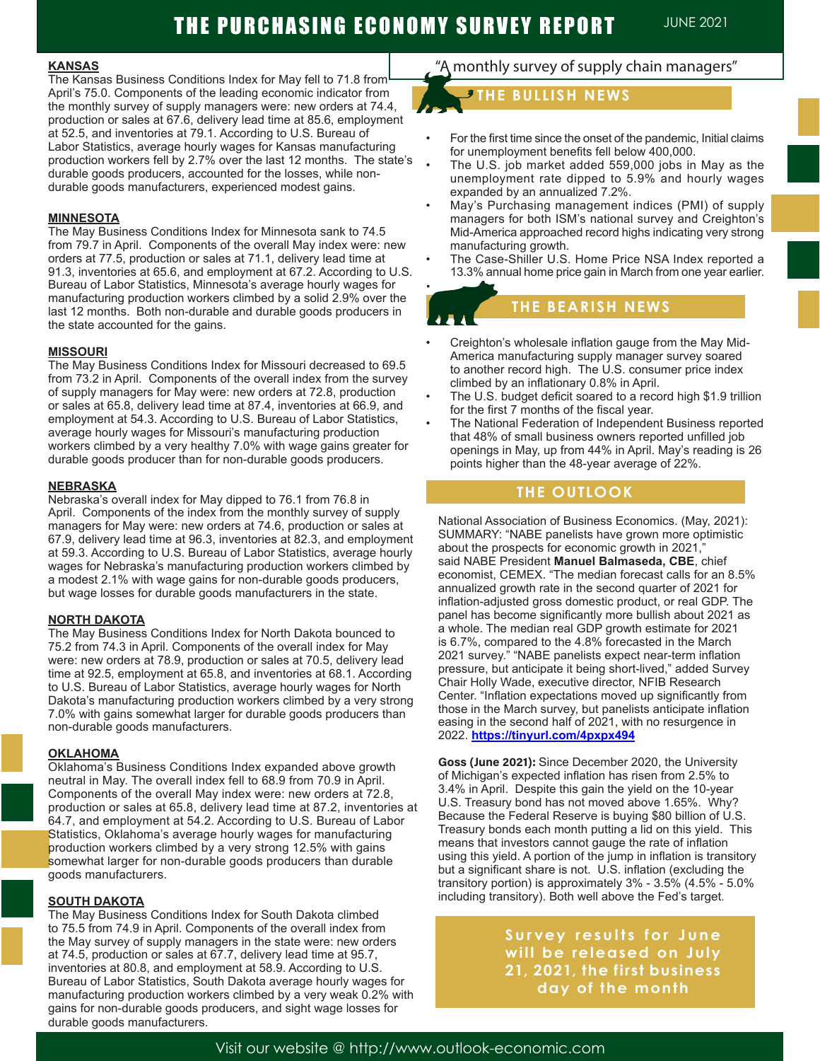# THE PURCHASING ECONOMY SURVEY REPORT

JUNE 2021

## KANSAS

The Kansas Business Conditions Index for May fell to 71.8 from April's 75.0. Components of the leading economic indicator from the monthly survey of supply managers were: new orders at 74.4, production or sales at 67.6, delivery lead time at 85.6, employment at 52.5, and inventories at 79.1. According to U.S. Bureau of Labor Statistics, average hourly wages for Kansas manufacturing production workers fell by 2.7% over the last 12 months. The state's durable goods producers, accounted for the losses, while non-durable goods manufacturers, experienced modest gains.

## MINNESOTA

The May Business Conditions Index for Minnesota sank to 74.5 from 79.7 in April. Components of the overall May index were: new orders at 77.5, production or sales at 71.1, delivery lead time at 91.3, inventories at 65.6, and employment at 67.2. According to U.S. Bureau of Labor Statistics, Minnesota's average hourly wages for manufacturing production workers climbed by a solid 2.9% over the last 12 months. Both non-durable and durable goods producers in the state accounted for the gains.

## MISSOURI

The May Business Conditions Index for Missouri decreased to 69.5 from 73.2 in April. Components of the overall index from the survey of supply managers for May were: new orders at 72.8, production or sales at 65.8, delivery lead time at 87.4, inventories at 66.9, and employment at 54.3. According to U.S. Bureau of Labor Statistics, average hourly wages for Missouri's manufacturing production workers climbed by a very healthy 7.0% with wage gains greater for durable goods producer than for non-durable goods producers.

## NEBRASKA

Nebraska's overall index for May dipped to 76.1 from 76.8 in April. Components of the index from the monthly survey of supply managers for May were: new orders at 74.6, production or sales at 67.9, delivery lead time at 96.3, inventories at 82.3, and employment at 59.3. According to U.S. Bureau of Labor Statistics, average hourly wages for Nebraska's manufacturing production workers climbed by a modest 2.1% with wage gains for non-durable goods producers, but wage losses for durable goods manufacturers in the state.

## NORTH DAKOTA

The May Business Conditions Index for North Dakota bounced to 75.2 from 74.3 in April. Components of the overall index for May were: new orders at 78.9, production or sales at 70.5, delivery lead time at 92.5, employment at 65.8, and inventories at 68.1. According to U.S. Bureau of Labor Statistics, average hourly wages for North Dakota's manufacturing production workers climbed by a very strong 7.0% with gains somewhat larger for durable goods producers than non-durable goods manufacturers.

## OKLAHOMA

Oklahoma's Business Conditions Index expanded above growth neutral in May. The overall index fell to 68.9 from 70.9 in April. Components of the overall May index were: new orders at 72.8, production or sales at 65.8, delivery lead time at 87.2, inventories at 64.7, and employment at 54.2. According to U.S. Bureau of Labor Statistics, Oklahoma's average hourly wages for manufacturing production workers climbed by a very strong 12.5% with gains somewhat larger for non-durable goods producers than durable goods manufacturers.

## SOUTH DAKOTA

The May Business Conditions Index for South Dakota climbed to 75.5 from 74.9 in April. Components of the overall index from the May survey of supply managers in the state were: new orders at 74.5, production or sales at 67.7, delivery lead time at 95.7, inventories at 80.8, and employment at 58.9. According to U.S. Bureau of Labor Statistics, South Dakota average hourly wages for manufacturing production workers climbed by a very weak 0.2% with gains for non-durable goods producers, and sight wage losses for durable goods manufacturers.

"A monthly survey of supply chain managers"

## THE BULLISH NEWS

- For the first time since the onset of the pandemic, Initial claims for unemployment benefits fell below 400,000.
- The U.S. job market added 559,000 jobs in May as the unemployment rate dipped to 5.9% and hourly wages expanded by an annualized 7.2%.
- May's Purchasing management indices (PMI) of supply managers for both ISM's national survey and Creighton's Mid-America approached record highs indicating very strong manufacturing growth.
- The Case-Shiller U.S. Home Price NSA Index reported a 13.3% annual home price gain in March from one year earlier.

## THE BEARISH NEWS

- Creighton's wholesale inflation gauge from the May Mid-America manufacturing supply manager survey soared to another record high. The U.S. consumer price index climbed by an inflationary 0.8% in April.
- The U.S. budget deficit soared to a record high $1.9 trillion for the first 7 months of the fiscal year.
- The National Federation of Independent Business reported that 48% of small business owners reported unfilled job openings in May, up from 44% in April. May's reading is 26 points higher than the 48-year average of 22%.

## THE OUTLOOK

National Association of Business Economics. (May, 2021): SUMMARY: "NABE panelists have grown more optimistic about the prospects for economic growth in 2021," said NABE President **Manuel Balmaseda, CBE**, chief economist, CEMEX. "The median forecast calls for an 8.5% annualized growth rate in the second quarter of 2021 for inflation-adjusted gross domestic product, or real GDP. The panel has become significantly more bullish about 2021 as a whole. The median real GDP growth estimate for 2021 is 6.7%, compared to the 4.8% forecasted in the March 2021 survey." "NABE panelists expect near-term inflation pressure, but anticipate it being short-lived," added Survey Chair Holly Wade, executive director, NFIB Research Center. "Inflation expectations moved up significantly from those in the March survey, but panelists anticipate inflation easing in the second half of 2021, with no resurgence in 2022. **https://tinyurl.com/4pxpx494**

**Goss (June 2021):** Since December 2020, the University of Michigan's expected inflation has risen from 2.5% to 3.4% in April. Despite this gain the yield on the 10-year U.S. Treasury bond has not moved above 1.65%. Why? Because the Federal Reserve is buying $80 billion of U.S. Treasury bonds each month putting a lid on this yield. This means that investors cannot gauge the rate of inflation using this yield. A portion of the jump in inflation is transitory but a significant share is not. U.S. inflation (excluding the transitory portion) is approximately 3% - 3.5% (4.5% - 5.0% including transitory). Both well above the Fed's target.

**Survey results for June will be released on July 21, 2021, the first business day of the month**

Visit our website @ http://www.outlook-economic.com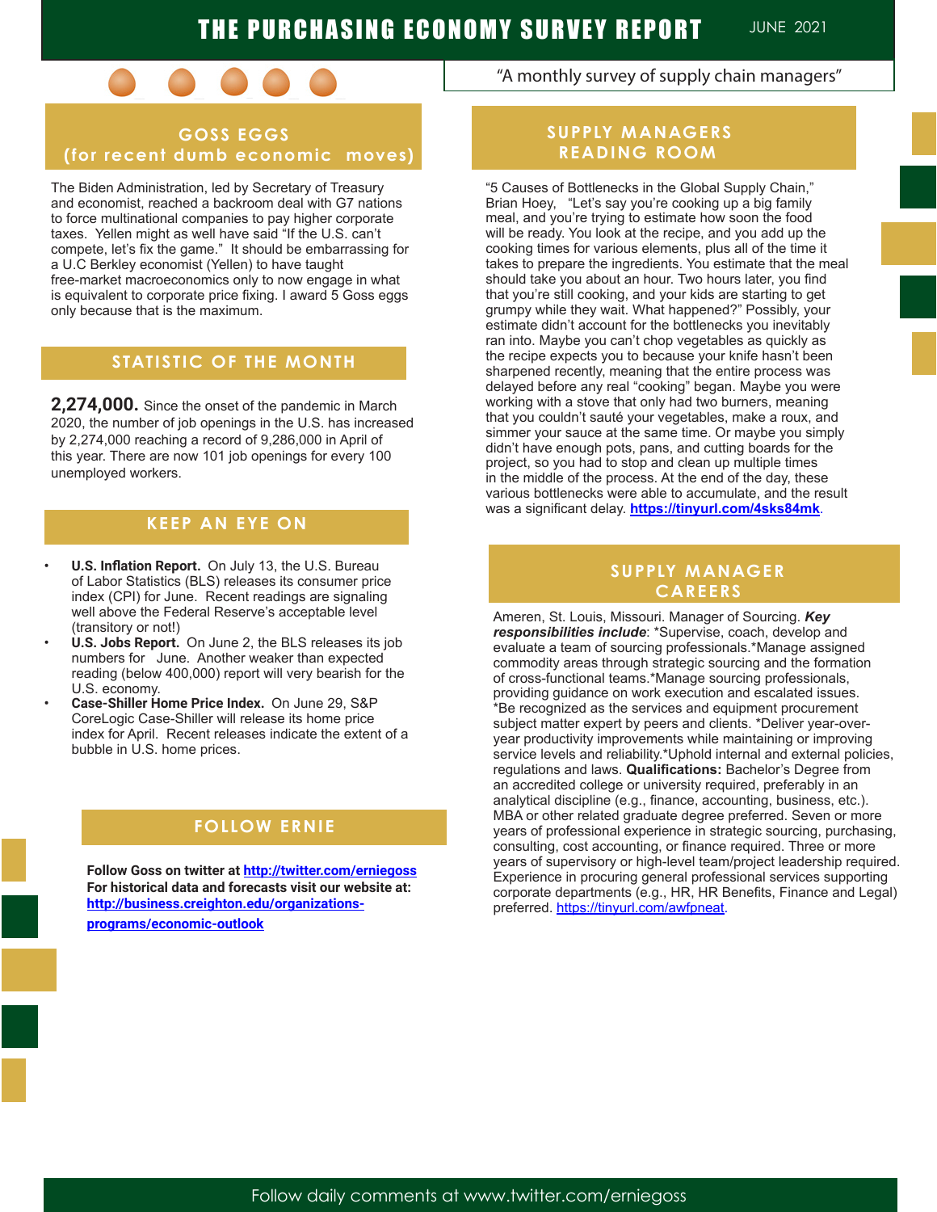# THE PURCHASING ECONOMY SURVEY REPORT

JUNE 2021

"A monthly survey of supply chain managers"

## GOSS EGGS (for recent dumb economic moves)

The Biden Administration, led by Secretary of Treasury and economist, reached a backroom deal with G7 nations to force multinational companies to pay higher corporate taxes. Yellen might as well have said "If the U.S. can't compete, let's fix the game." It should be embarrassing for a U.C Berkley economist (Yellen) to have taught free-market macroeconomics only to now engage in what is equivalent to corporate price fixing. I award 5 Goss eggs only because that is the maximum.

## STATISTIC OF THE MONTH

**2,274,000.** Since the onset of the pandemic in March 2020, the number of job openings in the U.S. has increased by 2,274,000 reaching a record of 9,286,000 in April of this year. There are now 101 job openings for every 100 unemployed workers.

## KEEP AN EYE ON

- **U.S. Inflation Report.** On July 13, the U.S. Bureau of Labor Statistics (BLS) releases its consumer price index (CPI) for June. Recent readings are signaling well above the Federal Reserve's acceptable level (transitory or not!)
- **U.S. Jobs Report.** On June 2, the BLS releases its job numbers for June. Another weaker than expected reading (below 400,000) report will very bearish for the U.S. economy.
- **Case-Shiller Home Price Index.** On June 29, S&P CoreLogic Case-Shiller will release its home price index for April. Recent releases indicate the extent of a bubble in U.S. home prices.

## FOLLOW ERNIE

**Follow Goss on twitter at [http://twitter.com/erniegoss](http://twitter.com/erniegoss)**
**For historical data and forecasts visit our website at: [http://business.creighton.edu/organizations-programs/economic-outlook](http://business.creighton.edu/organizations-programs/economic-outlook)**

## SUPPLY MANAGERS READING ROOM

"5 Causes of Bottlenecks in the Global Supply Chain," Brian Hoey, "Let's say you're cooking up a big family meal, and you're trying to estimate how soon the food will be ready. You look at the recipe, and you add up the cooking times for various elements, plus all of the time it takes to prepare the ingredients. You estimate that the meal should take you about an hour. Two hours later, you find that you're still cooking, and your kids are starting to get grumpy while they wait. What happened?" Possibly, your estimate didn't account for the bottlenecks you inevitably ran into. Maybe you can't chop vegetables as quickly as the recipe expects you to because your knife hasn't been sharpened recently, meaning that the entire process was delayed before any real "cooking" began. Maybe you were working with a stove that only had two burners, meaning that you couldn't sauté your vegetables, make a roux, and simmer your sauce at the same time. Or maybe you simply didn't have enough pots, pans, and cutting boards for the project, so you had to stop and clean up multiple times in the middle of the process. At the end of the day, these various bottlenecks were able to accumulate, and the result was a significant delay. **[https://tinyurl.com/4sks84mk](https://tinyurl.com/4sks84mk)**.

## SUPPLY MANAGER CAREERS

Ameren, St. Louis, Missouri. Manager of Sourcing. ***Key responsibilities include***: *Supervise, coach, develop and evaluate a team of sourcing professionals.*Manage assigned commodity areas through strategic sourcing and the formation of cross-functional teams.*Manage sourcing professionals, providing guidance on work execution and escalated issues. *Be recognized as the services and equipment procurement subject matter expert by peers and clients. *Deliver year-over-year productivity improvements while maintaining or improving service levels and reliability.*Uphold internal and external policies, regulations and laws. **Qualifications:** Bachelor's Degree from an accredited college or university required, preferably in an analytical discipline (e.g., finance, accounting, business, etc.). MBA or other related graduate degree preferred. Seven or more years of professional experience in strategic sourcing, purchasing, consulting, cost accounting, or finance required. Three or more years of supervisory or high-level team/project leadership required. Experience in procuring general professional services supporting corporate departments (e.g., HR, HR Benefits, Finance and Legal) preferred. [https://tinyurl.com/awfpneat](https://tinyurl.com/awfpneat).

Follow daily comments at www.twitter.com/erniegoss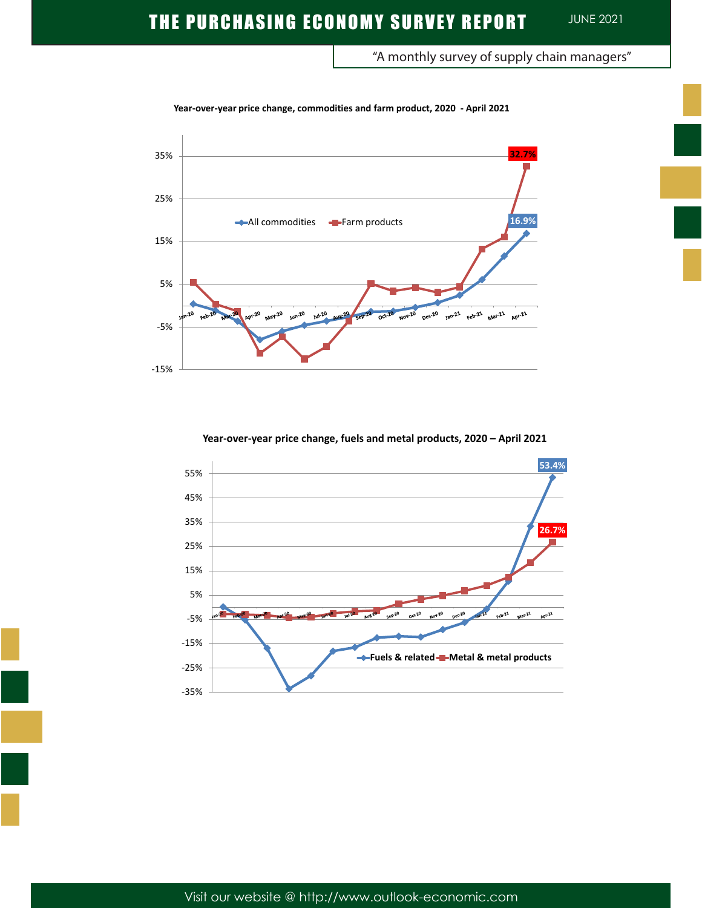“A monthly survey of supply chain managers”

**Year-over-year price change, commodities and farm product, 2020 - April 2021**

35%
25%
15%
5%
-5%
-15%

Jan-20 Feb-20 Mar-20 Apr-20 May-20 Jun-20 Jul-20 Aug-20 Sep-20 Oct-20 Nov-20 Dec-20 Jan-21 Feb-21 Mar-21 Apr-21

All commodities
Farm products

32.7%
16.9%

**Year-over-year price change, fuels and metal products, 2020 – April 2021**

55%
45%
35%
25%
15%
5%
-5%
-15%
-25%
-35%

Jan-20 Feb-20 Mar-20 Apr-20 May-20 Jun-20 Jul-20 Aug-20 Sep-20 Oct-20 Nov-20 Dec-20 Jan-21 Feb-21 Mar-21 Apr-21

Fuels & related
Metal & metal products

53.4%
26.7%

Visit our website @ http://www.outlook-economic.com